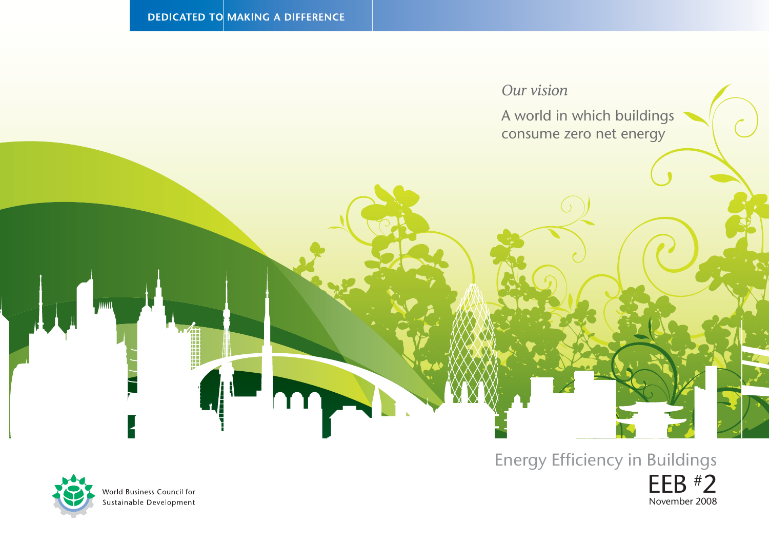DEDICATED TO MAKING A DIFFERENCE

*Our vision*

A world in which buildings consume zero net energy

# Energy Efficiency in Buildings

## EEB #2

November 2008

World Business Council for Sustainable Development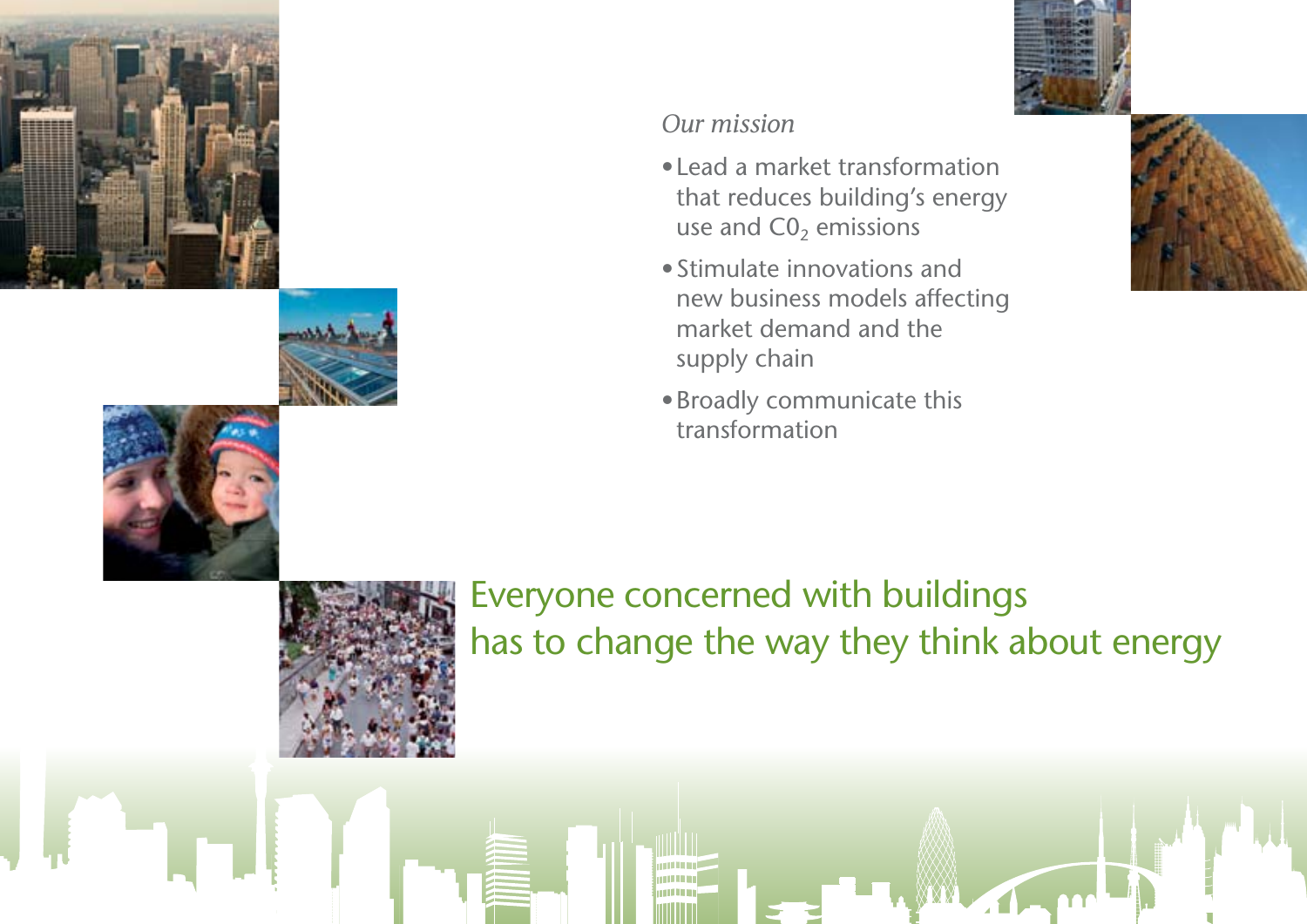*Our mission*

- Lead a market transformation that reduces building's energy use and $CO_2$ emissions
- Stimulate innovations and new business models affecting market demand and the supply chain
- Broadly communicate this transformation

## Everyone concerned with buildings has to change the way they think about energy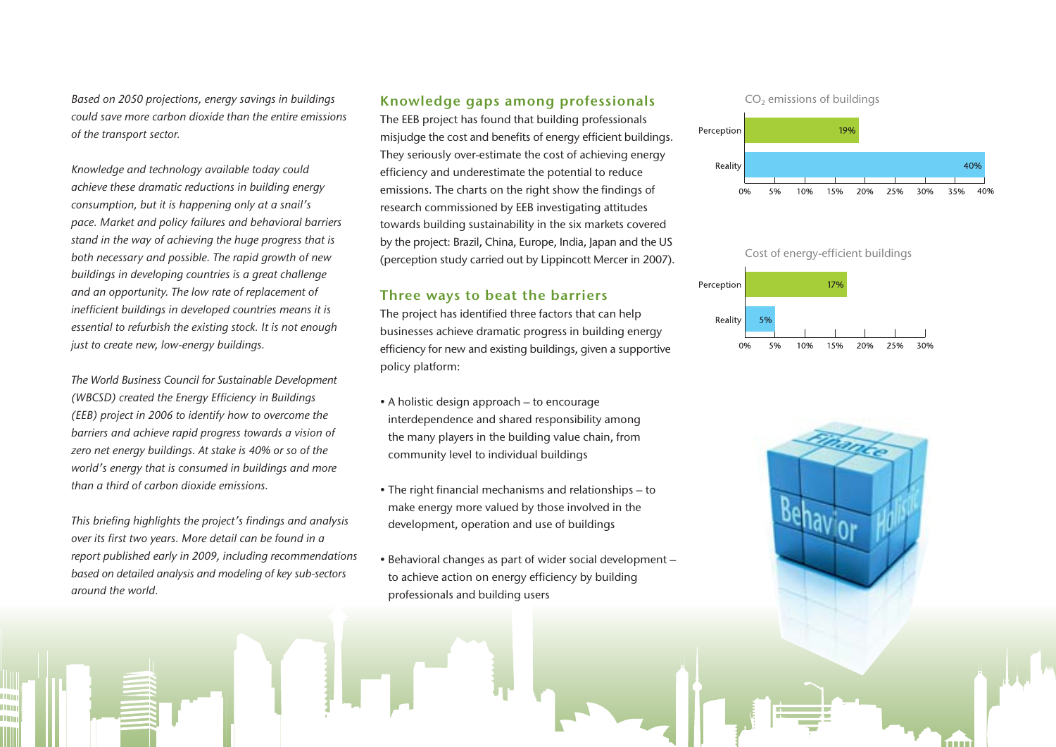*Based on 2050 projections, energy savings in buildings could save more carbon dioxide than the entire emissions of the transport sector.*

*Knowledge and technology available today could achieve these dramatic reductions in building energy consumption, but it is happening only at a snail's pace. Market and policy failures and behavioral barriers stand in the way of achieving the huge progress that is both necessary and possible. The rapid growth of new buildings in developing countries is a great challenge and an opportunity. The low rate of replacement of inefficient buildings in developed countries means it is essential to refurbish the existing stock. It is not enough just to create new, low-energy buildings.*

*The World Business Council for Sustainable Development (WBCSD) created the Energy Efficiency in Buildings (EEB) project in 2006 to identify how to overcome the barriers and achieve rapid progress towards a vision of zero net energy buildings. At stake is 40% or so of the world's energy that is consumed in buildings and more than a third of carbon dioxide emissions.*

*This briefing highlights the project's findings and analysis over its first two years. More detail can be found in a report published early in 2009, including recommendations based on detailed analysis and modeling of key sub-sectors around the world.*

## Knowledge gaps among professionals

The EEB project has found that building professionals misjudge the cost and benefits of energy efficient buildings. They seriously over-estimate the cost of achieving energy efficiency and underestimate the potential to reduce emissions. The charts on the right show the findings of research commissioned by EEB investigating attitudes towards building sustainability in the six markets covered by the project: Brazil, China, Europe, India, Japan and the US (perception study carried out by Lippincott Mercer in 2007).

$CO_2$ emissions of buildings

| | % |
|---|---|
| Perception | 19% |
| Reality | 40% |

Cost of energy-efficient buildings

| | % |
|---|---|
| Perception | 17% |
| Reality | 5% |

## Three ways to beat the barriers

The project has identified three factors that can help businesses achieve dramatic progress in building energy efficiency for new and existing buildings, given a supportive policy platform:

- A holistic design approach – to encourage interdependence and shared responsibility among the many players in the building value chain, from community level to individual buildings
- The right financial mechanisms and relationships – to make energy more valued by those involved in the development, operation and use of buildings
- Behavioral changes as part of wider social development – to achieve action on energy efficiency by building professionals and building users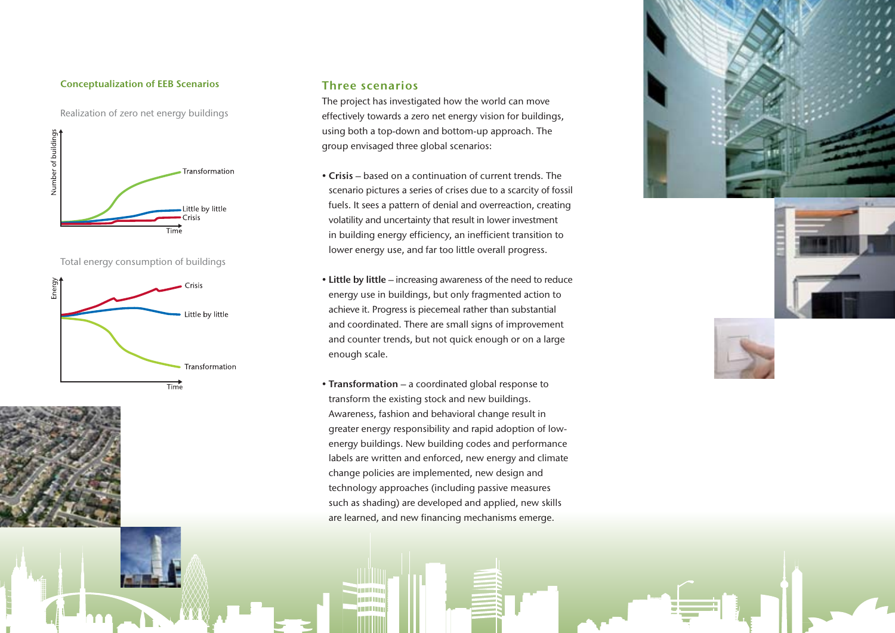**Conceptualization of EEB Scenarios**

Realization of zero net energy buildings

Total energy consumption of buildings

## Three scenarios

The project has investigated how the world can move effectively towards a zero net energy vision for buildings, using both a top-down and bottom-up approach. The group envisaged three global scenarios:

- **Crisis** – based on a continuation of current trends. The scenario pictures a series of crises due to a scarcity of fossil fuels. It sees a pattern of denial and overreaction, creating volatility and uncertainty that result in lower investment in building energy efficiency, an inefficient transition to lower energy use, and far too little overall progress.

- **Little by little** – increasing awareness of the need to reduce energy use in buildings, but only fragmented action to achieve it. Progress is piecemeal rather than substantial and coordinated. There are small signs of improvement and counter trends, but not quick enough or on a large enough scale.

- **Transformation** – a coordinated global response to transform the existing stock and new buildings. Awareness, fashion and behavioral change result in greater energy responsibility and rapid adoption of low-energy buildings. New building codes and performance labels are written and enforced, new energy and climate change policies are implemented, new design and technology approaches (including passive measures such as shading) are developed and applied, new skills are learned, and new financing mechanisms emerge.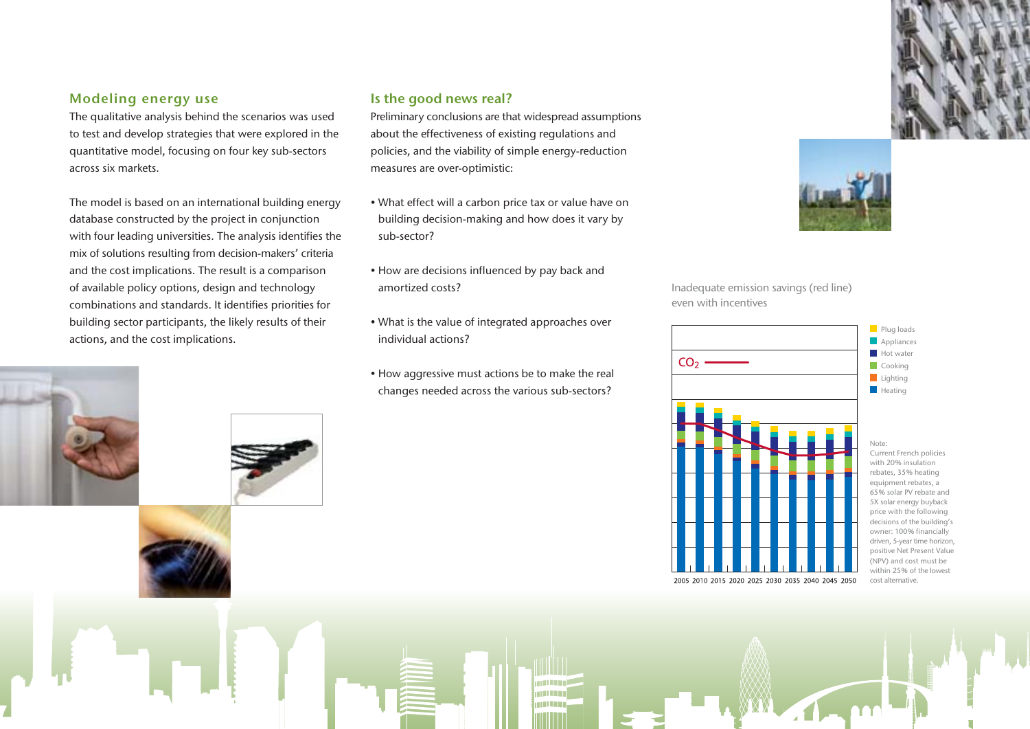## Modeling energy use

The qualitative analysis behind the scenarios was used to test and develop strategies that were explored in the quantitative model, focusing on four key sub-sectors across six markets.

The model is based on an international building energy database constructed by the project in conjunction with four leading universities. The analysis identifies the mix of solutions resulting from decision-makers' criteria and the cost implications. The result is a comparison of available policy options, design and technology combinations and standards. It identifies priorities for building sector participants, the likely results of their actions, and the cost implications.

## Is the good news real?

Preliminary conclusions are that widespread assumptions about the effectiveness of existing regulations and policies, and the viability of simple energy-reduction measures are over-optimistic:

- What effect will a carbon price tax or value have on building decision-making and how does it vary by sub-sector?
- How are decisions influenced by pay back and amortized costs?
- What is the value of integrated approaches over individual actions?
- How aggressive must actions be to make the real changes needed across the various sub-sectors?

Inadequate emission savings (red line) even with incentives

$CO_2$

Plug loads
Appliances
Hot water
Cooking
Lighting
Heating

2005 2010 2015 2020 2025 2030 2035 2040 2045 2050

Note:
Current French policies with 20% insulation rebates, 35% heating equipment rebates, a 65% solar PV rebate and 5X solar energy buyback price with the following decisions of the building's owner: 100% financially driven, 5-year time horizon, positive Net Present Value (NPV) and cost must be within 25% of the lowest cost alternative.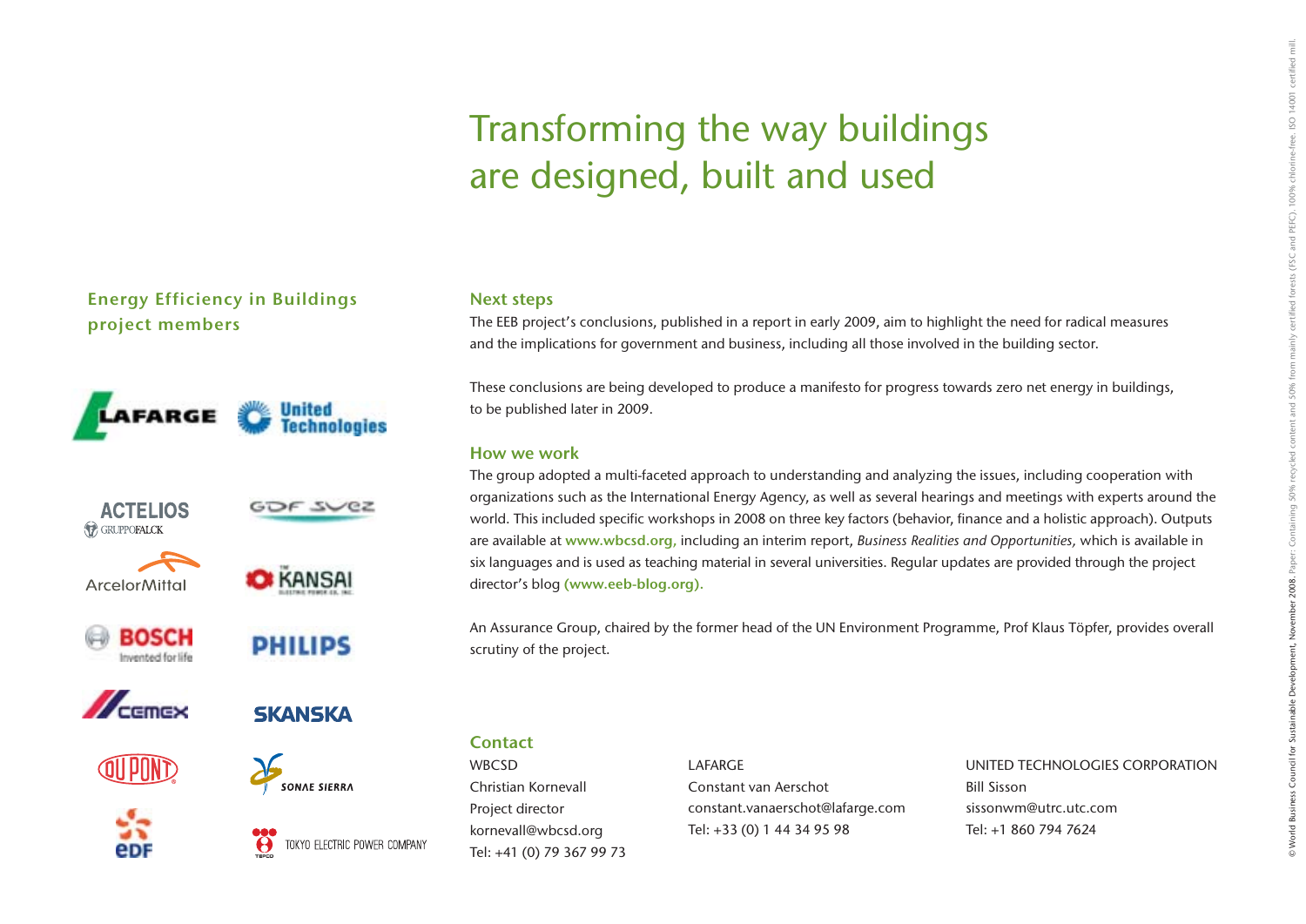# Transforming the way buildings are designed, built and used

## Energy Efficiency in Buildings project members

LAFARGE
United Technologies
ACTELIOS GRUPPOFALCK
GDF SUEZ
ArcelorMittal
KANSAI
BOSCH Invented for life
PHILIPS
CEMEX
SKANSKA
DUPONT
SONAE SIERRA
EDF
TOKYO ELECTRIC POWER COMPANY

## Next steps

The EEB project's conclusions, published in a report in early 2009, aim to highlight the need for radical measures and the implications for government and business, including all those involved in the building sector.

These conclusions are being developed to produce a manifesto for progress towards zero net energy in buildings, to be published later in 2009.

## How we work

The group adopted a multi-faceted approach to understanding and analyzing the issues, including cooperation with organizations such as the International Energy Agency, as well as several hearings and meetings with experts around the world. This included specific workshops in 2008 on three key factors (behavior, finance and a holistic approach). Outputs are available at **www.wbcsd.org,** including an interim report, *Business Realities and Opportunities*, which is available in six languages and is used as teaching material in several universities. Regular updates are provided through the project director's blog **(www.eeb-blog.org).**

An Assurance Group, chaired by the former head of the UN Environment Programme, Prof Klaus Töpfer, provides overall scrutiny of the project.

## Contact

WBCSD
Christian Kornevall
Project director
kornevall@wbcsd.org
Tel: +41 (0) 79 367 99 73

LAFARGE
Constant van Aerschot
constant.vanaerschot@lafarge.com
Tel: +33 (0) 1 44 34 95 98

UNITED TECHNOLOGIES CORPORATION
Bill Sisson
sissonwm@utrc.utc.com
Tel: +1 860 794 7624

© World Business Council for Sustainable Development, November 2008. Paper: Containing 50% recycled content and 50% from mainly certified forests (FSC and PEFC). 100% chlorine-free. ISO 14001 certified mill.